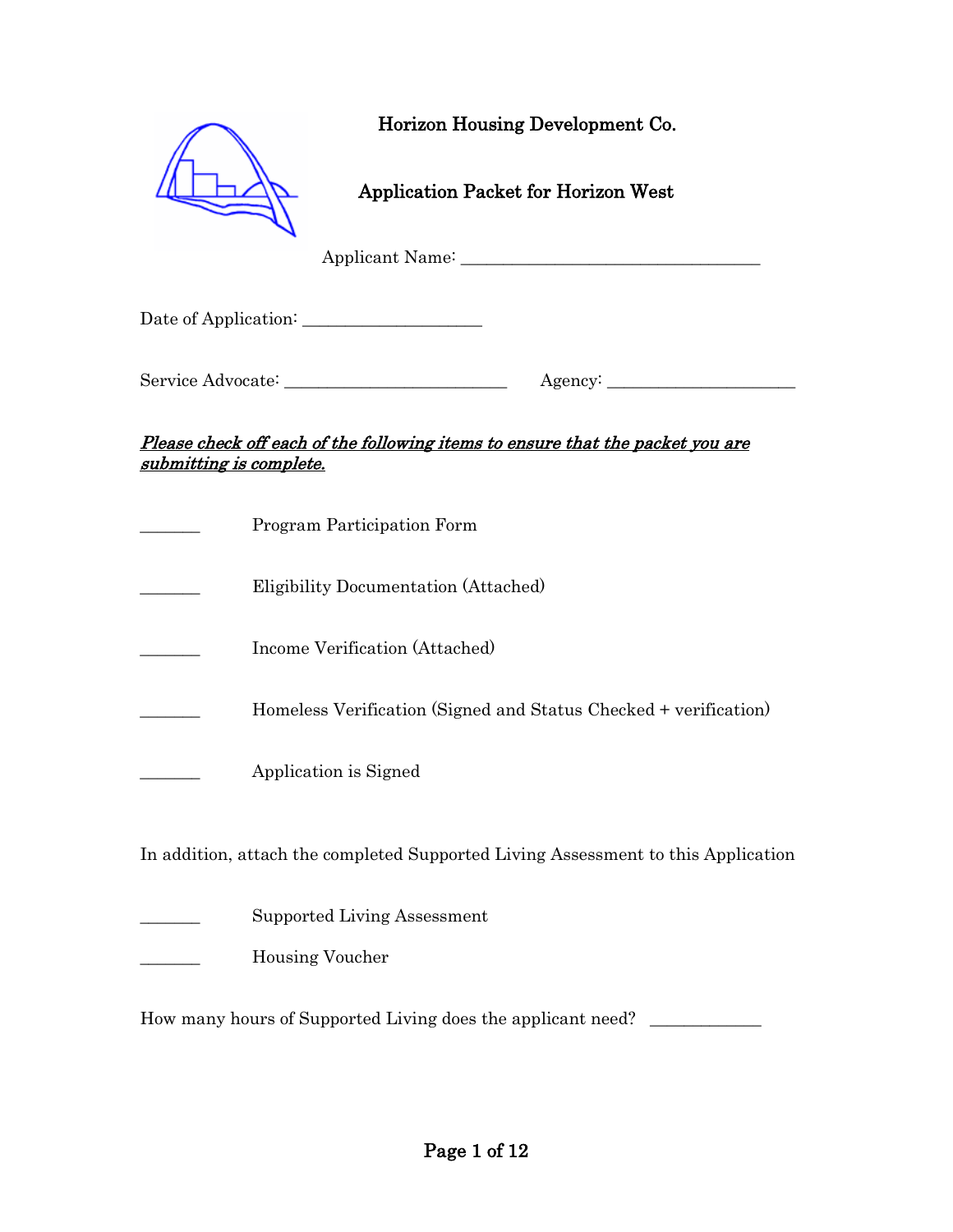# Horizon Housing Development Co.

## Application Packet for Horizon West

Applicant Name: ________________________________

Date of Application: ___________________

Service Advocate: _______________________ Agency: ____________________

***Please check off each of the following items to ensure that the packet you are submitting is complete.***

_______ Program Participation Form

_______ Eligibility Documentation (Attached)

_______ Income Verification (Attached)

_______ Homeless Verification (Signed and Status Checked + verification)

_______ Application is Signed

In addition, attach the completed Supported Living Assessment to this Application

_______ Supported Living Assessment

_______ Housing Voucher

How many hours of Supported Living does the applicant need? ____________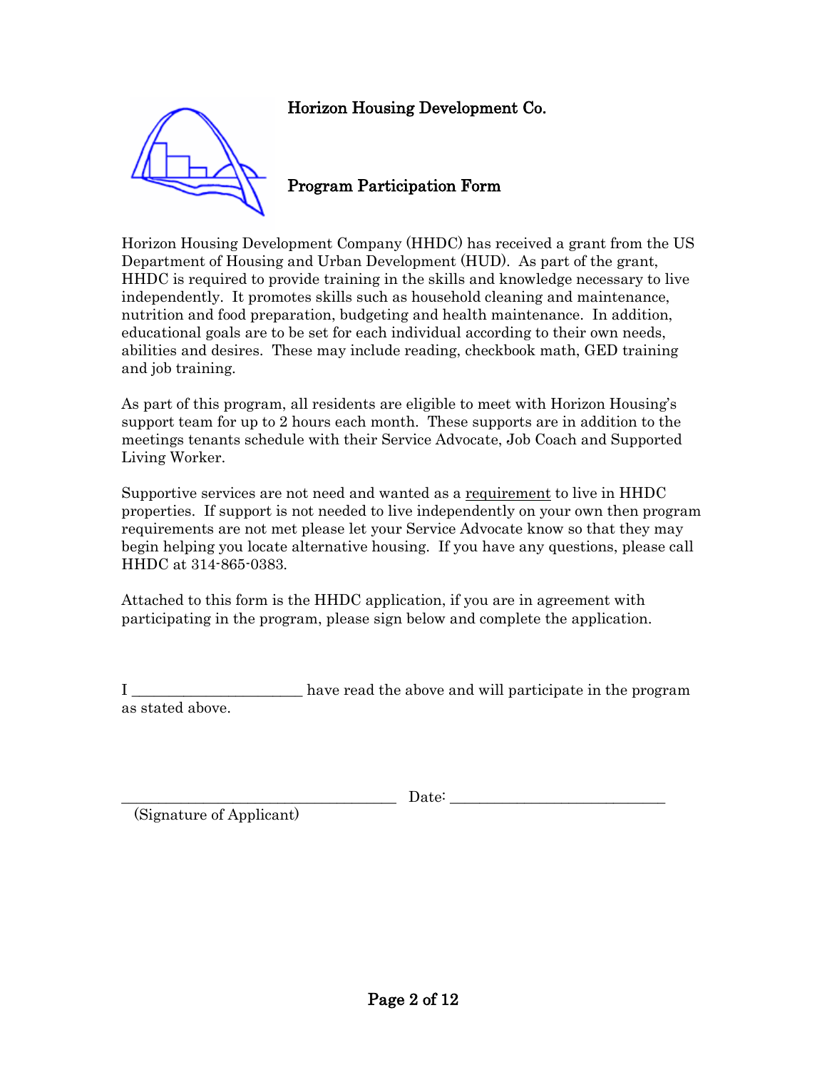# Horizon Housing Development Co.

## Program Participation Form

Horizon Housing Development Company (HHDC) has received a grant from the US Department of Housing and Urban Development (HUD). As part of the grant, HHDC is required to provide training in the skills and knowledge necessary to live independently. It promotes skills such as household cleaning and maintenance, nutrition and food preparation, budgeting and health maintenance. In addition, educational goals are to be set for each individual according to their own needs, abilities and desires. These may include reading, checkbook math, GED training and job training.

As part of this program, all residents are eligible to meet with Horizon Housing's support team for up to 2 hours each month. These supports are in addition to the meetings tenants schedule with their Service Advocate, Job Coach and Supported Living Worker.

Supportive services are not need and wanted as a <u>requirement</u> to live in HHDC properties. If support is not needed to live independently on your own then program requirements are not met please let your Service Advocate know so that they may begin helping you locate alternative housing. If you have any questions, please call HHDC at 314-865-0383.

Attached to this form is the HHDC application, if you are in agreement with participating in the program, please sign below and complete the application.

I ______________________ have read the above and will participate in the program as stated above.

____________________________________ Date: ____________________________

(Signature of Applicant)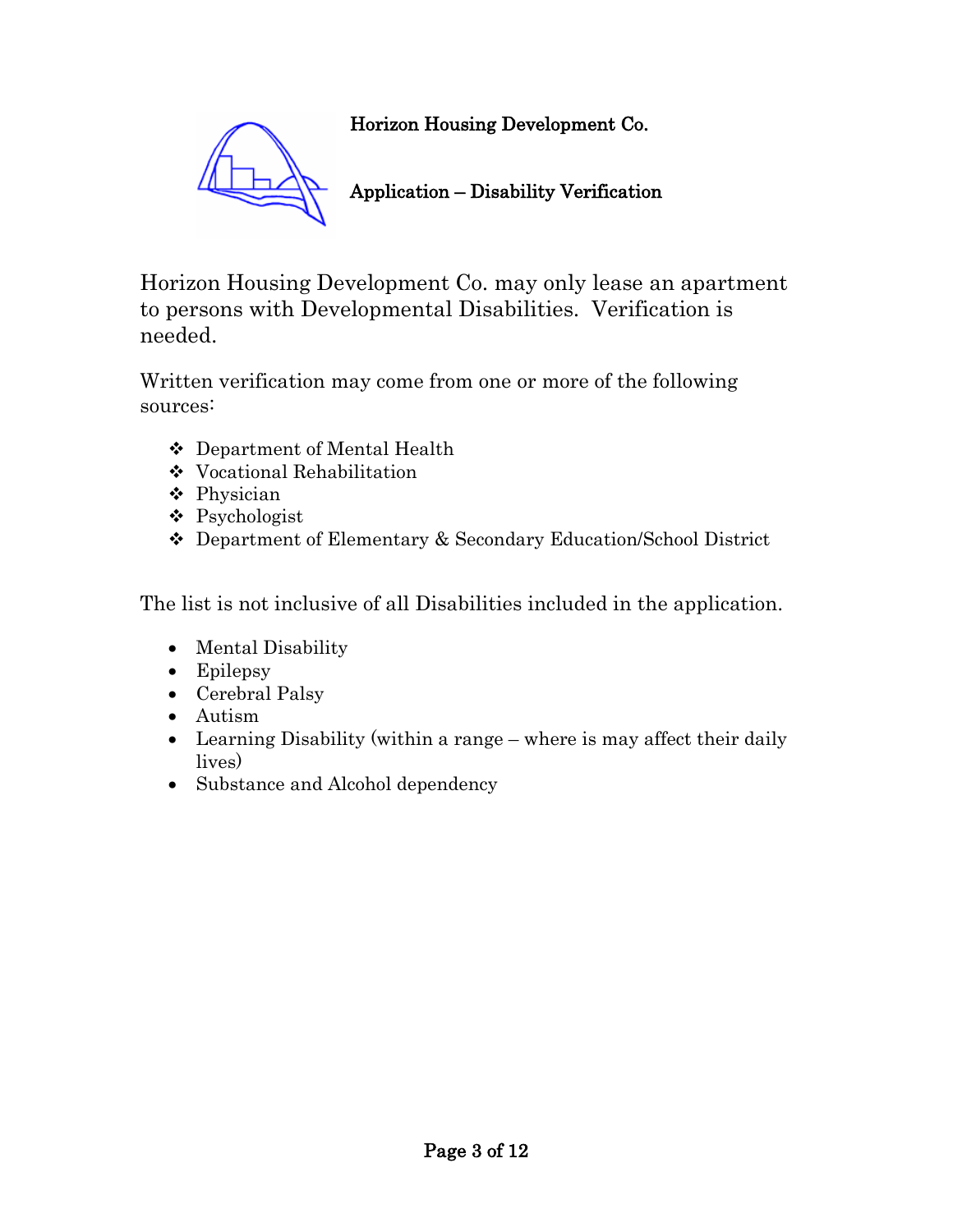**Horizon Housing Development Co.**

**Application – Disability Verification**

Horizon Housing Development Co. may only lease an apartment to persons with Developmental Disabilities. Verification is needed.

Written verification may come from one or more of the following sources:

- ❖ Department of Mental Health
- ❖ Vocational Rehabilitation
- ❖ Physician
- ❖ Psychologist
- ❖ Department of Elementary & Secondary Education/School District

The list is not inclusive of all Disabilities included in the application.

- Mental Disability
- Epilepsy
- Cerebral Palsy
- Autism
- Learning Disability (within a range – where is may affect their daily lives)
- Substance and Alcohol dependency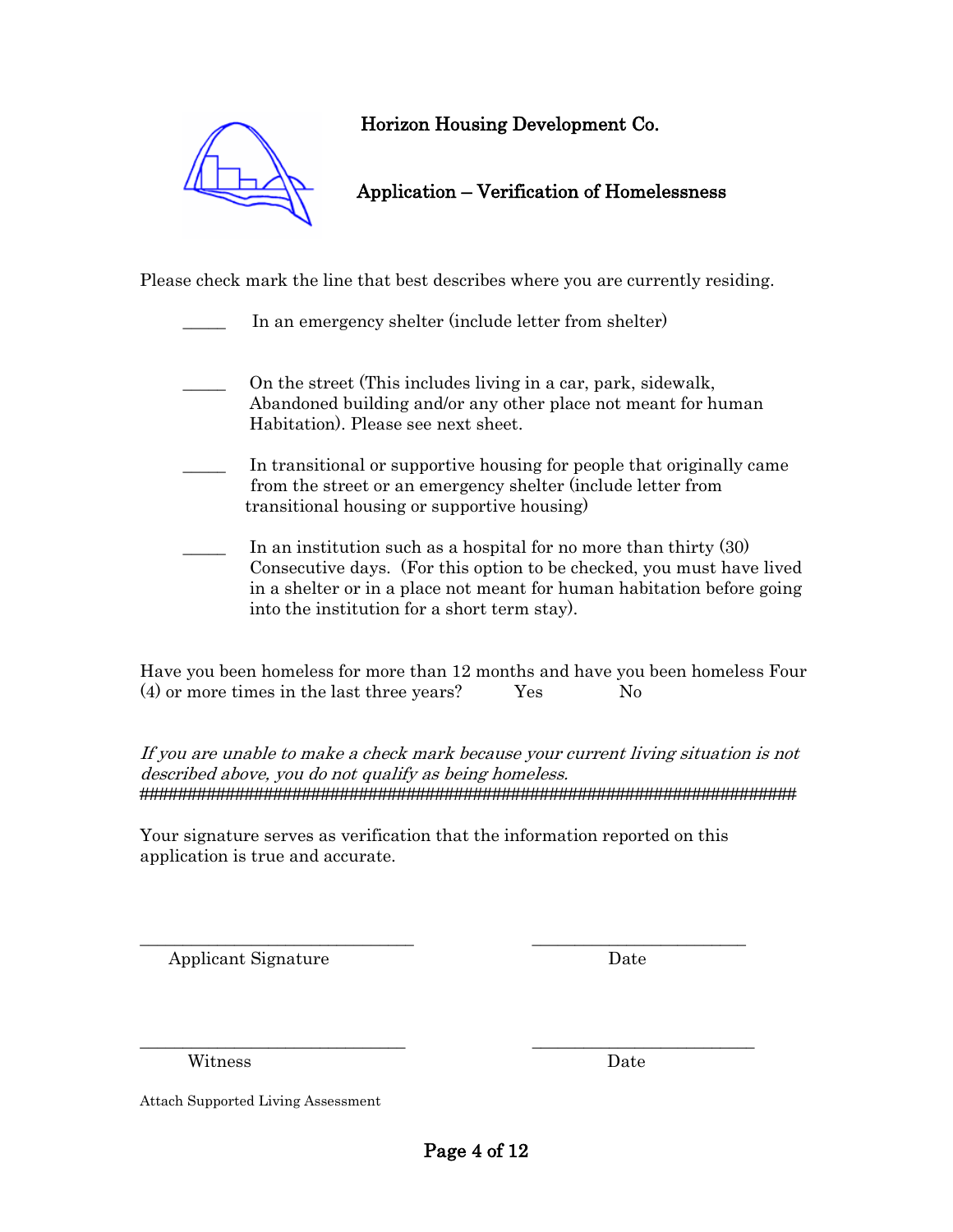# Horizon Housing Development Co.

## Application – Verification of Homelessness

Please check mark the line that best describes where you are currently residing.

_____ In an emergency shelter (include letter from shelter)

_____ On the street (This includes living in a car, park, sidewalk, Abandoned building and/or any other place not meant for human Habitation). Please see next sheet.

_____ In transitional or supportive housing for people that originally came from the street or an emergency shelter (include letter from transitional housing or supportive housing)

_____ In an institution such as a hospital for no more than thirty (30) Consecutive days. (For this option to be checked, you must have lived in a shelter or in a place not meant for human habitation before going into the institution for a short term stay).

Have you been homeless for more than 12 months and have you been homeless Four (4) or more times in the last three years? Yes No

*If you are unable to make a check mark because your current living situation is not described above, you do not qualify as being homeless.*
################################################################################

Your signature serves as verification that the information reported on this application is true and accurate.

_______________________________ _______________________
Applicant Signature Date

_______________________________ _______________________
Witness Date

Attach Supported Living Assessment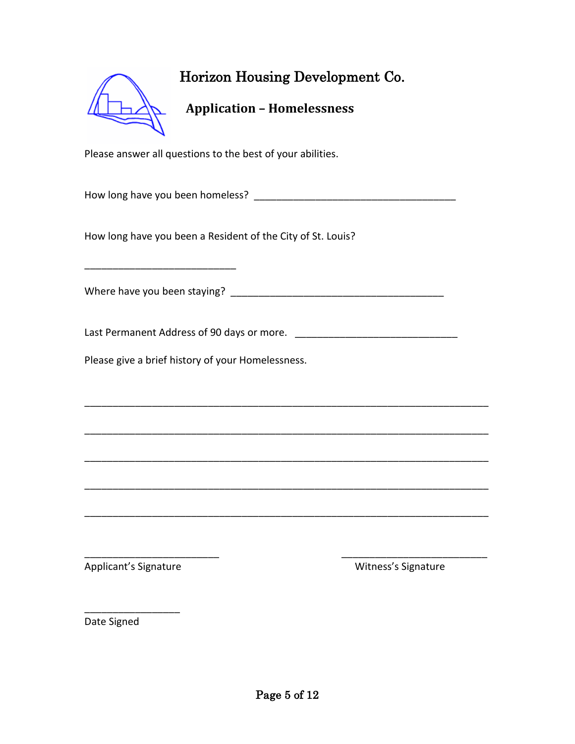# Horizon Housing Development Co.

## Application – Homelessness

Please answer all questions to the best of your abilities.

How long have you been homeless? ____________________________________

How long have you been a Resident of the City of St. Louis?

___________________________

Where have you been staying? ______________________________________

Last Permanent Address of 90 days or more. _____________________________

Please give a brief history of your Homelessness.

________________________________________________________________________

________________________________________________________________________

________________________________________________________________________

________________________________________________________________________

________________________________________________________________________

________________________ ___________________________

Applicant's Signature Witness's Signature

_________________

Date Signed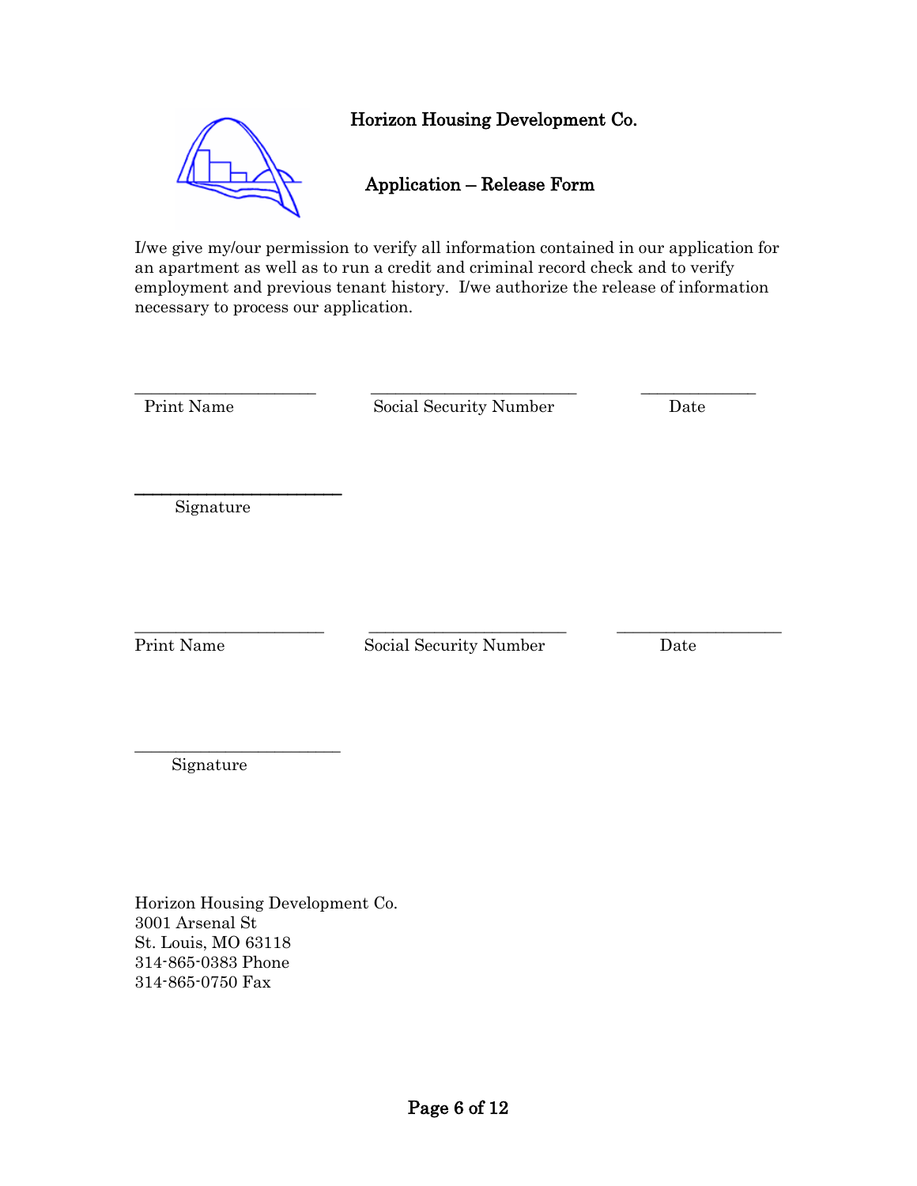# Horizon Housing Development Co.

## Application – Release Form

I/we give my/our permission to verify all information contained in our application for an apartment as well as to run a credit and criminal record check and to verify employment and previous tenant history. I/we authorize the release of information necessary to process our application.

| Print Name | Social Security Number | Date |
|---|---|---|
| | | |

Signature

| Print Name | Social Security Number | Date |
|---|---|---|
| | | |

Signature

Horizon Housing Development Co.
3001 Arsenal St
St. Louis, MO 63118
314-865-0383 Phone
314-865-0750 Fax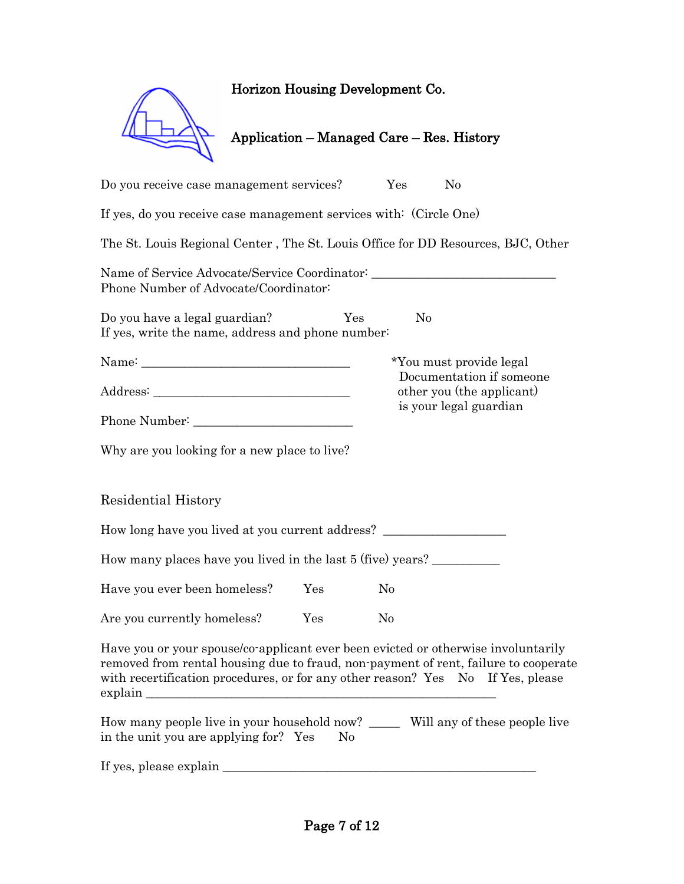# Horizon Housing Development Co.

## Application – Managed Care – Res. History

Do you receive case management services? Yes No

If yes, do you receive case management services with: (Circle One)

The St. Louis Regional Center , The St. Louis Office for DD Resources, BJC, Other

Name of Service Advocate/Service Coordinator: ______________________________
Phone Number of Advocate/Coordinator:

Do you have a legal guardian? Yes No
If yes, write the name, address and phone number:

Name: _________________________________

Address: _______________________________

Phone Number: _________________________

*You must provide legal Documentation if someone other you (the applicant) is your legal guardian

Why are you looking for a new place to live?

Residential History

How long have you lived at you current address? ___________________

How many places have you lived in the last 5 (five) years? __________

Have you ever been homeless? Yes No

Are you currently homeless? Yes No

Have you or your spouse/co-applicant ever been evicted or otherwise involuntarily removed from rental housing due to fraud, non-payment of rent, failure to cooperate with recertification procedures, or for any other reason? Yes No If Yes, please explain _______________________________________________________

How many people live in your household now? _____ Will any of these people live in the unit you are applying for? Yes No

If yes, please explain __________________________________________________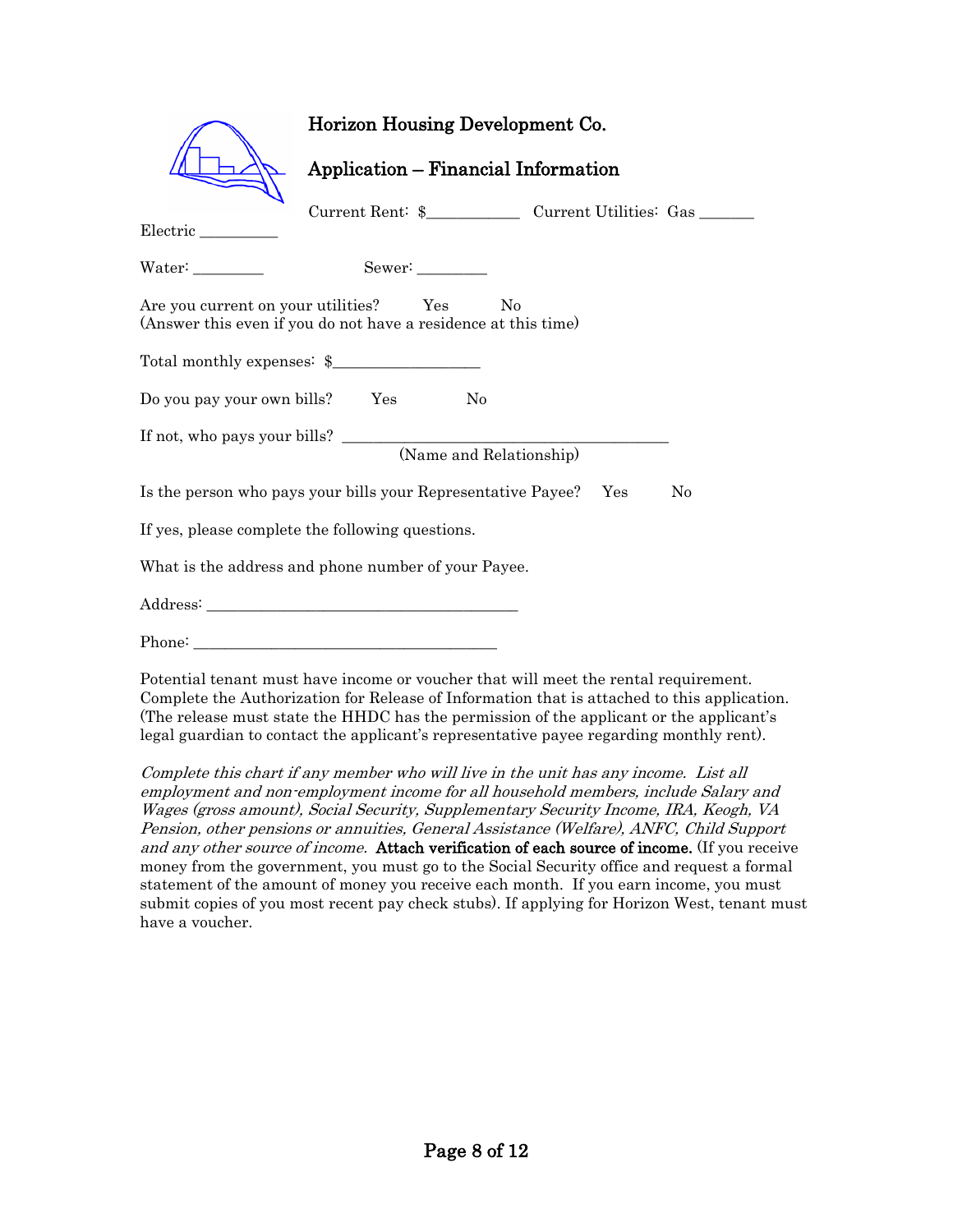# Horizon Housing Development Co.

## Application – Financial Information

Current Rent: $___________ Current Utilities: Gas _______ Electric _________

Water: ________ Sewer: ________

Are you current on your utilities? Yes No
(Answer this even if you do not have a residence at this time)

Total monthly expenses: $_________________

Do you pay your own bills? Yes No

If not, who pays your bills? ________________________________________
(Name and Relationship)

Is the person who pays your bills your Representative Payee? Yes No

If yes, please complete the following questions.

What is the address and phone number of your Payee.

Address: _______________________________________

Phone: ______________________________________

Potential tenant must have income or voucher that will meet the rental requirement. Complete the Authorization for Release of Information that is attached to this application. (The release must state the HHDC has the permission of the applicant or the applicant's legal guardian to contact the applicant's representative payee regarding monthly rent).

*Complete this chart if any member who will live in the unit has any income. List all employment and non-employment income for all household members, include Salary and Wages (gross amount), Social Security, Supplementary Security Income, IRA, Keogh, VA Pension, other pensions or annuities, General Assistance (Welfare), ANFC, Child Support and any other source of income.* **Attach verification of each source of income.** (If you receive money from the government, you must go to the Social Security office and request a formal statement of the amount of money you receive each month. If you earn income, you must submit copies of you most recent pay check stubs). If applying for Horizon West, tenant must have a voucher.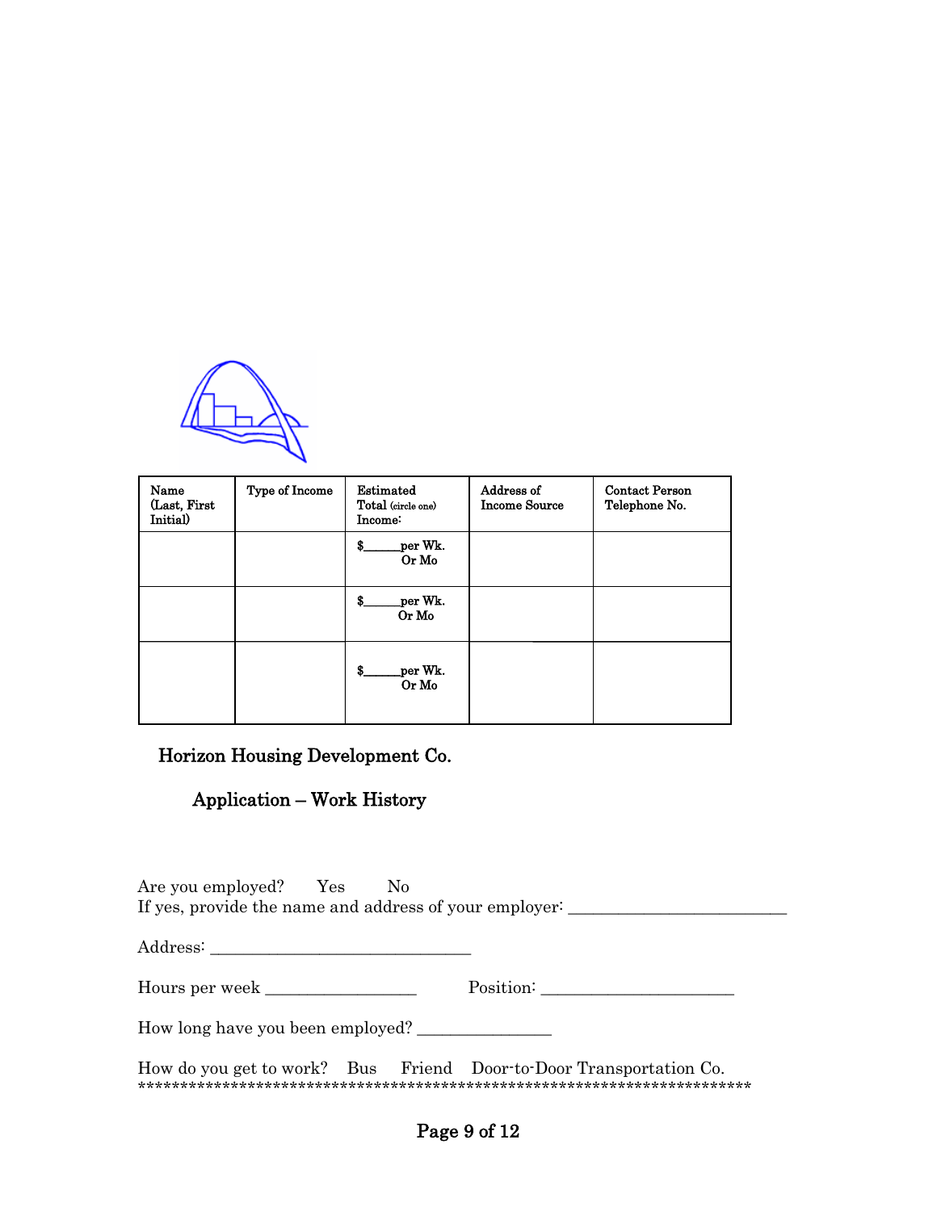| Name (Last, First Initial) | Type of Income | Estimated Total (circle one) Income: | Address of Income Source | Contact Person Telephone No. |
| --- | --- | --- | --- | --- |
| | | $______per Wk. Or Mo | | |
| | | $______per Wk. Or Mo | | |
| | | $______per Wk. Or Mo | | |

## Horizon Housing Development Co.

### Application – Work History

Are you employed? Yes No

If yes, provide the name and address of your employer: _________________________

Address: ______________________________

Hours per week _________________ Position: ______________________

How long have you been employed? _______________

How do you get to work? Bus Friend Door-to-Door Transportation Co.

*****************************************************************************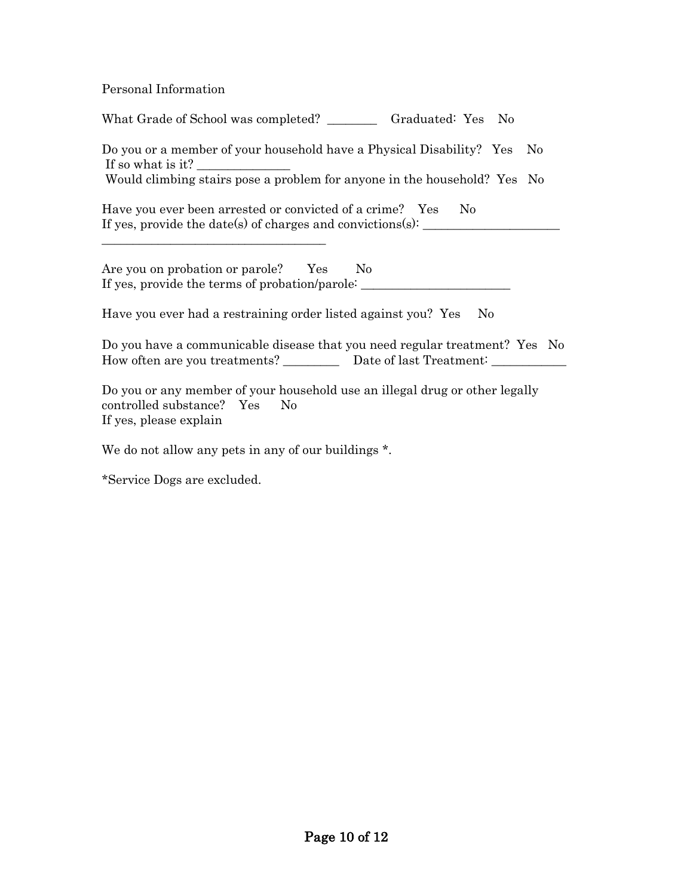Personal Information

What Grade of School was completed? ________ Graduated: Yes No

Do you or a member of your household have a Physical Disability? Yes No  
If so what is it? ______________  
Would climbing stairs pose a problem for anyone in the household? Yes No

Have you ever been arrested or convicted of a crime? Yes No  
If yes, provide the date(s) of charges and convictions(s): _____________________  
__________________________________

Are you on probation or parole? Yes No  
If yes, provide the terms of probation/parole: ______________________

Have you ever had a restraining order listed against you? Yes No

Do you have a communicable disease that you need regular treatment? Yes No  
How often are you treatments? ________ Date of last Treatment: ___________

Do you or any member of your household use an illegal drug or other legally controlled substance? Yes No  
If yes, please explain

We do not allow any pets in any of our buildings *.

*Service Dogs are excluded.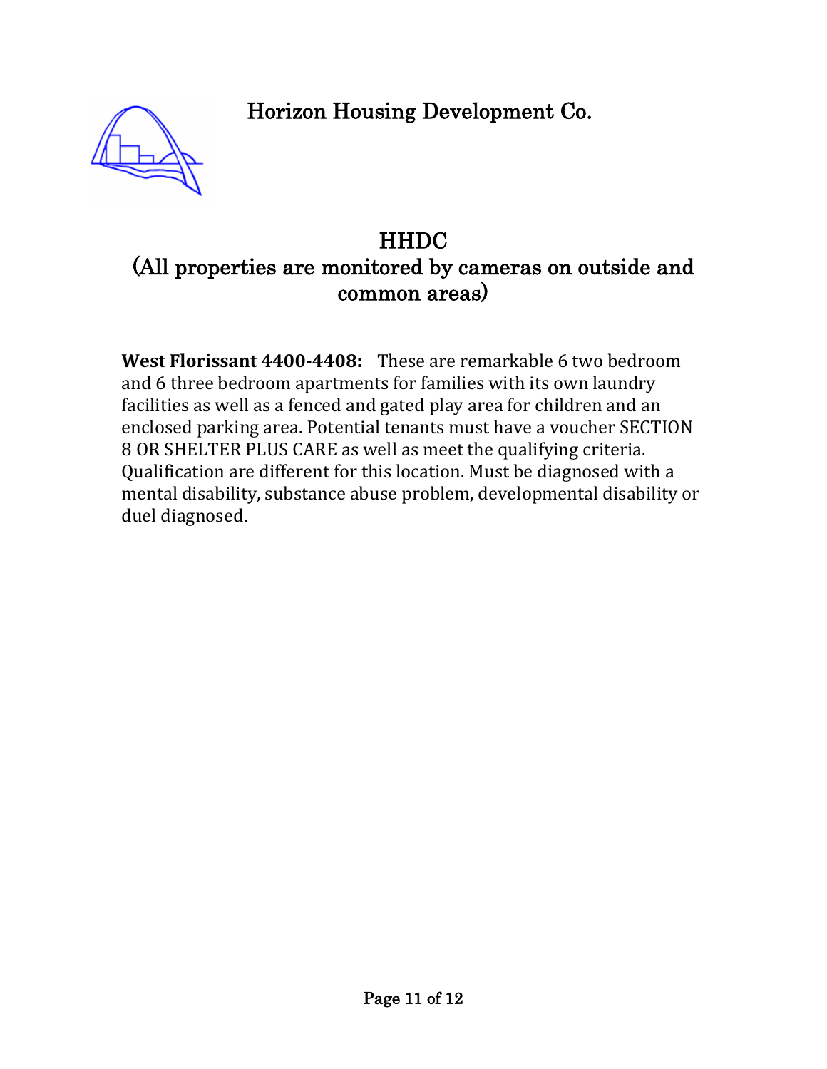# Horizon Housing Development Co.

## HHDC

## (All properties are monitored by cameras on outside and common areas)

**West Florissant 4400-4408:** These are remarkable 6 two bedroom and 6 three bedroom apartments for families with its own laundry facilities as well as a fenced and gated play area for children and an enclosed parking area. Potential tenants must have a voucher SECTION 8 OR SHELTER PLUS CARE as well as meet the qualifying criteria. Qualification are different for this location. Must be diagnosed with a mental disability, substance abuse problem, developmental disability or duel diagnosed.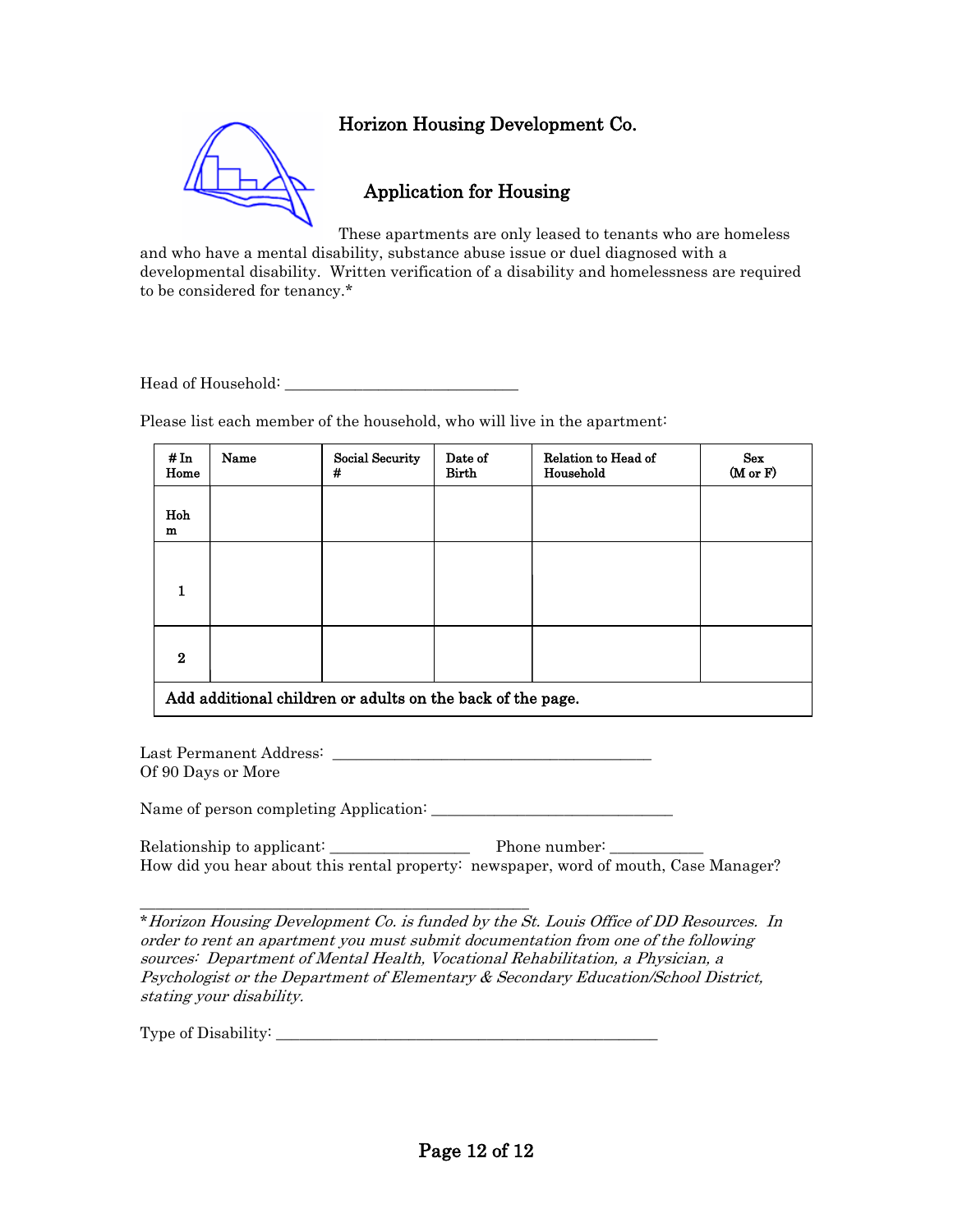## Horizon Housing Development Co.

## Application for Housing

These apartments are only leased to tenants who are homeless and who have a mental disability, substance abuse issue or duel diagnosed with a developmental disability. Written verification of a disability and homelessness are required to be considered for tenancy.*

Head of Household: _____________________________

Please list each member of the household, who will live in the apartment:

| # In Home | Name | Social Security # | Date of Birth | Relation to Head of Household | Sex (M or F) |
|---|---|---|---|---|---|
| Hoh m | | | | | |
| 1 | | | | | |
| 2 | | | | | |
| **Add additional children or adults on the back of the page.** | | | | | |

Last Permanent Address: ________________________________________
Of 90 Days or More

Name of person completing Application: ______________________________

Relationship to applicant: _________________ Phone number: ___________
How did you hear about this rental property: newspaper, word of mouth, Case Manager?

_______________________________________________

**Horizon Housing Development Co. is funded by the St. Louis Office of DD Resources. In order to rent an apartment you must submit documentation from one of the following sources: Department of Mental Health, Vocational Rehabilitation, a Physician, a Psychologist or the Department of Elementary & Secondary Education/School District, stating your disability.*

Type of Disability: ________________________________________________